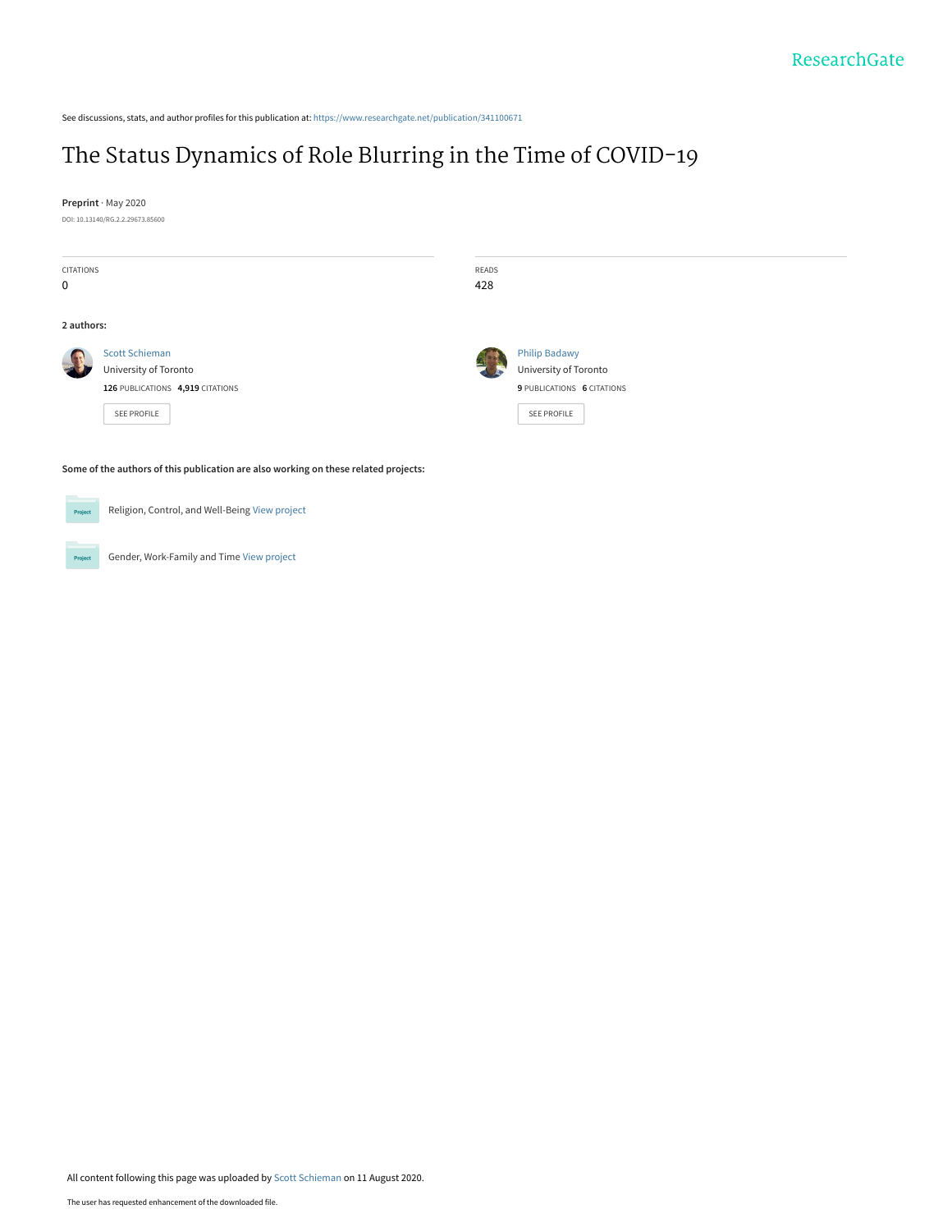See discussions, stats, and author profiles for this publication at: https://www.researchgate.net/publication/341100671

# The Status Dynamics of Role Blurring in the Time of COVID-19

**Preprint** · May 2020

DOI: 10.13140/RG.2.2.29673.85600

| CITATIONS | READS |
| --- | --- |
| 0 | 428 |

**2 authors:**

**Scott Schieman**
University of Toronto
126 PUBLICATIONS 4,919 CITATIONS

SEE PROFILE

**Philip Badawy**
University of Toronto
9 PUBLICATIONS 6 CITATIONS

SEE PROFILE

**Some of the authors of this publication are also working on these related projects:**

Religion, Control, and Well-Being View project

Gender, Work-Family and Time View project

All content following this page was uploaded by Scott Schieman on 11 August 2020.

The user has requested enhancement of the downloaded file.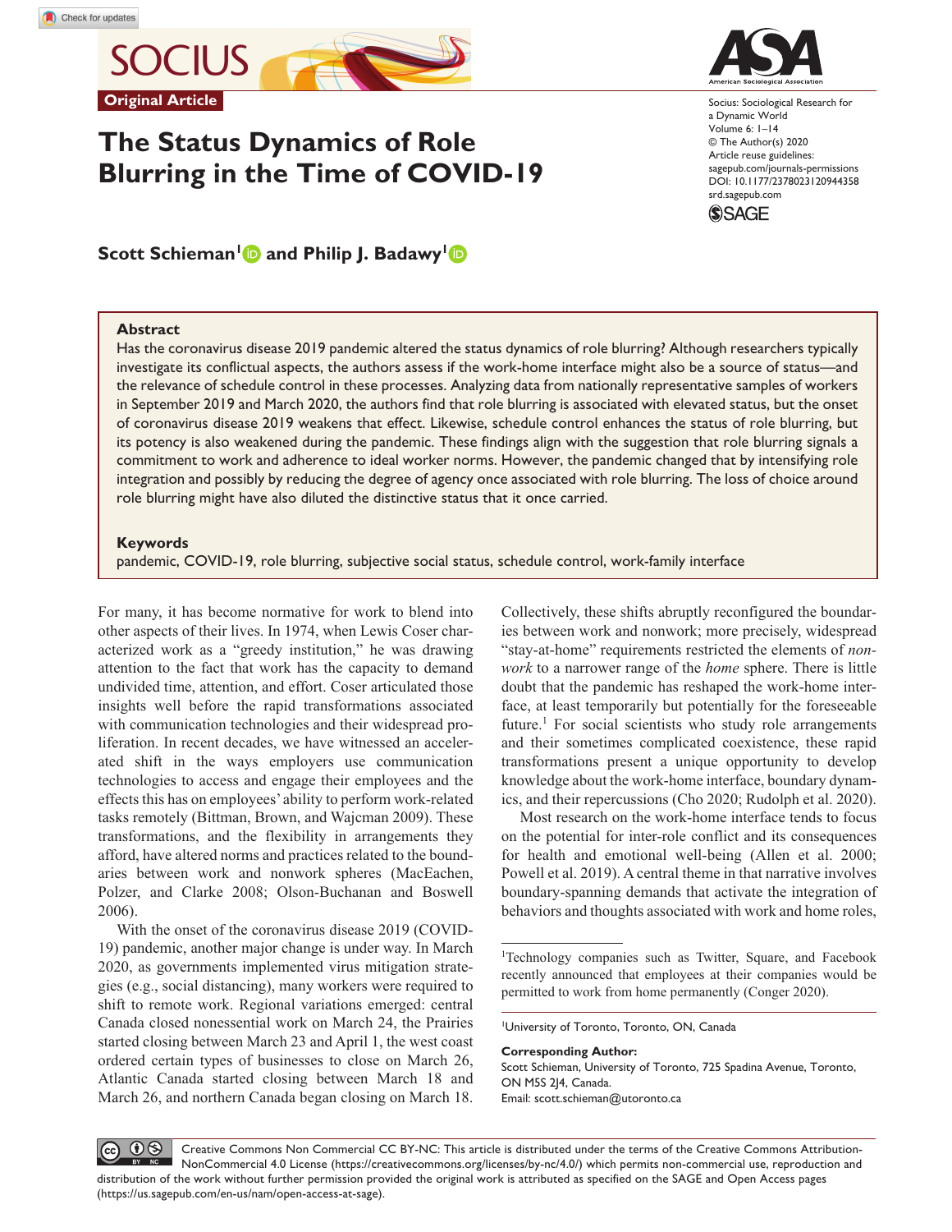Original Article

# The Status Dynamics of Role Blurring in the Time of COVID-19

**Scott Schieman[1] and Philip J. Badawy[1]**

Socius: Sociological Research for a Dynamic World
Volume 6: 1–14
© The Author(s) 2020
Article reuse guidelines:
sagepub.com/journals-permissions
DOI: 10.1177/2378023120944358
srd.sagepub.com

## Abstract

Has the coronavirus disease 2019 pandemic altered the status dynamics of role blurring? Although researchers typically investigate its conflictual aspects, the authors assess if the work-home interface might also be a source of status—and the relevance of schedule control in these processes. Analyzing data from nationally representative samples of workers in September 2019 and March 2020, the authors find that role blurring is associated with elevated status, but the onset of coronavirus disease 2019 weakens that effect. Likewise, schedule control enhances the status of role blurring, but its potency is also weakened during the pandemic. These findings align with the suggestion that role blurring signals a commitment to work and adherence to ideal worker norms. However, the pandemic changed that by intensifying role integration and possibly by reducing the degree of agency once associated with role blurring. The loss of choice around role blurring might have also diluted the distinctive status that it once carried.

### Keywords

pandemic, COVID-19, role blurring, subjective social status, schedule control, work-family interface

For many, it has become normative for work to blend into other aspects of their lives. In 1974, when Lewis Coser characterized work as a "greedy institution," he was drawing attention to the fact that work has the capacity to demand undivided time, attention, and effort. Coser articulated those insights well before the rapid transformations associated with communication technologies and their widespread proliferation. In recent decades, we have witnessed an accelerated shift in the ways employers use communication technologies to access and engage their employees and the effects this has on employees' ability to perform work-related tasks remotely (Bittman, Brown, and Wajcman 2009). These transformations, and the flexibility in arrangements they afford, have altered norms and practices related to the boundaries between work and nonwork spheres (MacEachen, Polzer, and Clarke 2008; Olson-Buchanan and Boswell 2006).

With the onset of the coronavirus disease 2019 (COVID-19) pandemic, another major change is under way. In March 2020, as governments implemented virus mitigation strategies (e.g., social distancing), many workers were required to shift to remote work. Regional variations emerged: central Canada closed nonessential work on March 24, the Prairies started closing between March 23 and April 1, the west coast ordered certain types of businesses to close on March 26, Atlantic Canada started closing between March 18 and March 26, and northern Canada began closing on March 18. Collectively, these shifts abruptly reconfigured the boundaries between work and nonwork; more precisely, widespread "stay-at-home" requirements restricted the elements of *nonwork* to a narrower range of the *home* sphere. There is little doubt that the pandemic has reshaped the work-home interface, at least temporarily but potentially for the foreseeable future.[1] For social scientists who study role arrangements and their sometimes complicated coexistence, these rapid transformations present a unique opportunity to develop knowledge about the work-home interface, boundary dynamics, and their repercussions (Cho 2020; Rudolph et al. 2020).

Most research on the work-home interface tends to focus on the potential for inter-role conflict and its consequences for health and emotional well-being (Allen et al. 2000; Powell et al. 2019). A central theme in that narrative involves boundary-spanning demands that activate the integration of behaviors and thoughts associated with work and home roles,

[1]Technology companies such as Twitter, Square, and Facebook recently announced that employees at their companies would be permitted to work from home permanently (Conger 2020).

[1]University of Toronto, Toronto, ON, Canada

**Corresponding Author:**
Scott Schieman, University of Toronto, 725 Spadina Avenue, Toronto, ON M5S 2J4, Canada.
Email: scott.schieman@utoronto.ca

Creative Commons Non Commercial CC BY-NC: This article is distributed under the terms of the Creative Commons Attribution-NonCommercial 4.0 License (https://creativecommons.org/licenses/by-nc/4.0/) which permits non-commercial use, reproduction and distribution of the work without further permission provided the original work is attributed as specified on the SAGE and Open Access pages (https://us.sagepub.com/en-us/nam/open-access-at-sage).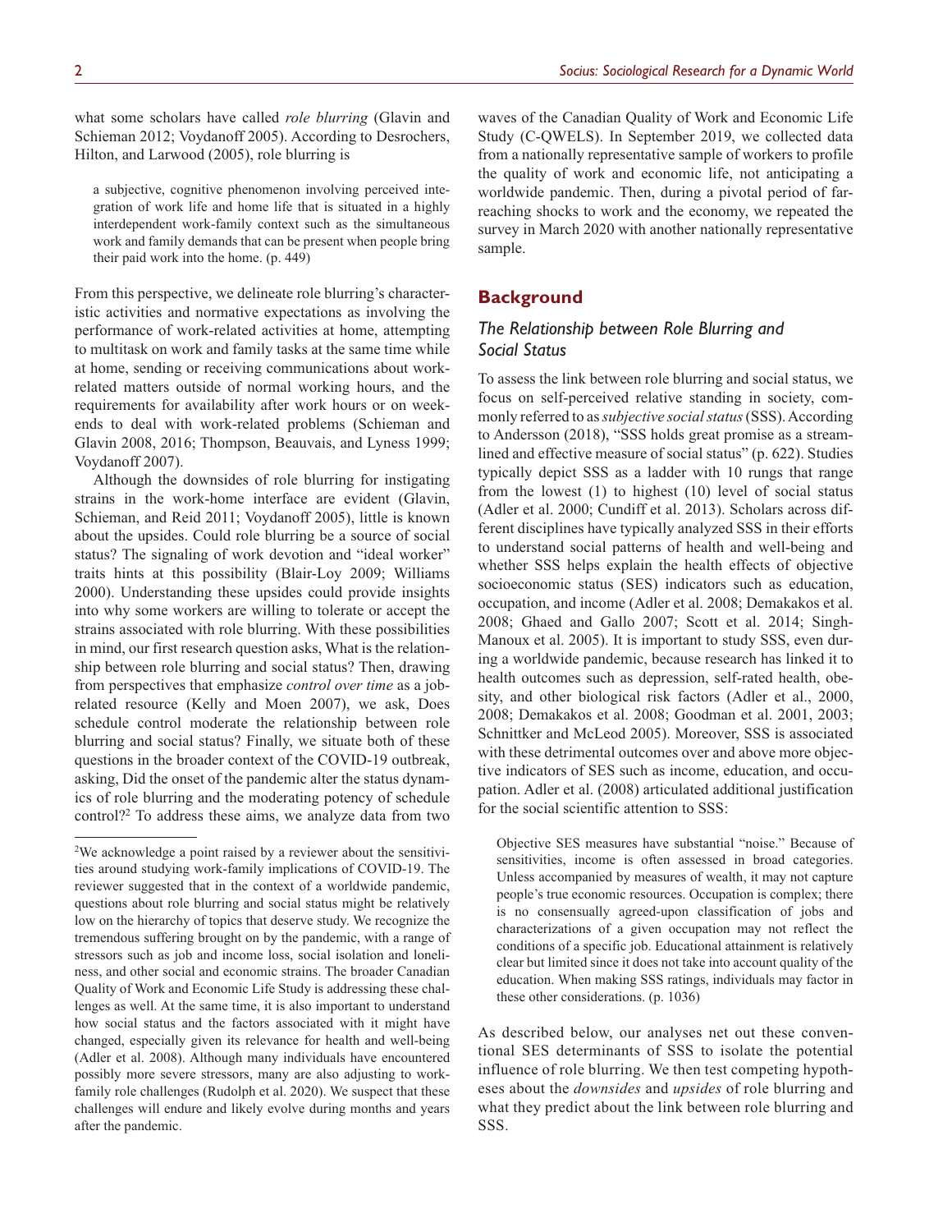what some scholars have called *role blurring* (Glavin and Schieman 2012; Voydanoff 2005). According to Desrochers, Hilton, and Larwood (2005), role blurring is

> a subjective, cognitive phenomenon involving perceived integration of work life and home life that is situated in a highly interdependent work-family context such as the simultaneous work and family demands that can be present when people bring their paid work into the home. (p. 449)

From this perspective, we delineate role blurring's characteristic activities and normative expectations as involving the performance of work-related activities at home, attempting to multitask on work and family tasks at the same time while at home, sending or receiving communications about work-related matters outside of normal working hours, and the requirements for availability after work hours or on weekends to deal with work-related problems (Schieman and Glavin 2008, 2016; Thompson, Beauvais, and Lyness 1999; Voydanoff 2007).

Although the downsides of role blurring for instigating strains in the work-home interface are evident (Glavin, Schieman, and Reid 2011; Voydanoff 2005), little is known about the upsides. Could role blurring be a source of social status? The signaling of work devotion and "ideal worker" traits hints at this possibility (Blair-Loy 2009; Williams 2000). Understanding these upsides could provide insights into why some workers are willing to tolerate or accept the strains associated with role blurring. With these possibilities in mind, our first research question asks, What is the relationship between role blurring and social status? Then, drawing from perspectives that emphasize *control over time* as a job-related resource (Kelly and Moen 2007), we ask, Does schedule control moderate the relationship between role blurring and social status? Finally, we situate both of these questions in the broader context of the COVID-19 outbreak, asking, Did the onset of the pandemic alter the status dynamics of role blurring and the moderating potency of schedule control?[2] To address these aims, we analyze data from two waves of the Canadian Quality of Work and Economic Life Study (C-QWELS). In September 2019, we collected data from a nationally representative sample of workers to profile the quality of work and economic life, not anticipating a worldwide pandemic. Then, during a pivotal period of far-reaching shocks to work and the economy, we repeated the survey in March 2020 with another nationally representative sample.

## Background

### The Relationship between Role Blurring and Social Status

To assess the link between role blurring and social status, we focus on self-perceived relative standing in society, commonly referred to as *subjective social status* (SSS). According to Andersson (2018), "SSS holds great promise as a streamlined and effective measure of social status" (p. 622). Studies typically depict SSS as a ladder with 10 rungs that range from the lowest (1) to highest (10) level of social status (Adler et al. 2000; Cundiff et al. 2013). Scholars across different disciplines have typically analyzed SSS in their efforts to understand social patterns of health and well-being and whether SSS helps explain the health effects of objective socioeconomic status (SES) indicators such as education, occupation, and income (Adler et al. 2008; Demakakos et al. 2008; Ghaed and Gallo 2007; Scott et al. 2014; Singh-Manoux et al. 2005). It is important to study SSS, even during a worldwide pandemic, because research has linked it to health outcomes such as depression, self-rated health, obesity, and other biological risk factors (Adler et al., 2000, 2008; Demakakos et al. 2008; Goodman et al. 2001, 2003; Schnittker and McLeod 2005). Moreover, SSS is associated with these detrimental outcomes over and above more objective indicators of SES such as income, education, and occupation. Adler et al. (2008) articulated additional justification for the social scientific attention to SSS:

> Objective SES measures have substantial "noise." Because of sensitivities, income is often assessed in broad categories. Unless accompanied by measures of wealth, it may not capture people's true economic resources. Occupation is complex; there is no consensually agreed-upon classification of jobs and characterizations of a given occupation may not reflect the conditions of a specific job. Educational attainment is relatively clear but limited since it does not take into account quality of the education. When making SSS ratings, individuals may factor in these other considerations. (p. 1036)

As described below, our analyses net out these conventional SES determinants of SSS to isolate the potential influence of role blurring. We then test competing hypotheses about the *downsides* and *upsides* of role blurring and what they predict about the link between role blurring and SSS.

---

[2] We acknowledge a point raised by a reviewer about the sensitivities around studying work-family implications of COVID-19. The reviewer suggested that in the context of a worldwide pandemic, questions about role blurring and social status might be relatively low on the hierarchy of topics that deserve study. We recognize the tremendous suffering brought on by the pandemic, with a range of stressors such as job and income loss, social isolation and loneliness, and other social and economic strains. The broader Canadian Quality of Work and Economic Life Study is addressing these challenges as well. At the same time, it is also important to understand how social status and the factors associated with it might have changed, especially given its relevance for health and well-being (Adler et al. 2008). Although many individuals have encountered possibly more severe stressors, many are also adjusting to work-family role challenges (Rudolph et al. 2020). We suspect that these challenges will endure and likely evolve during months and years after the pandemic.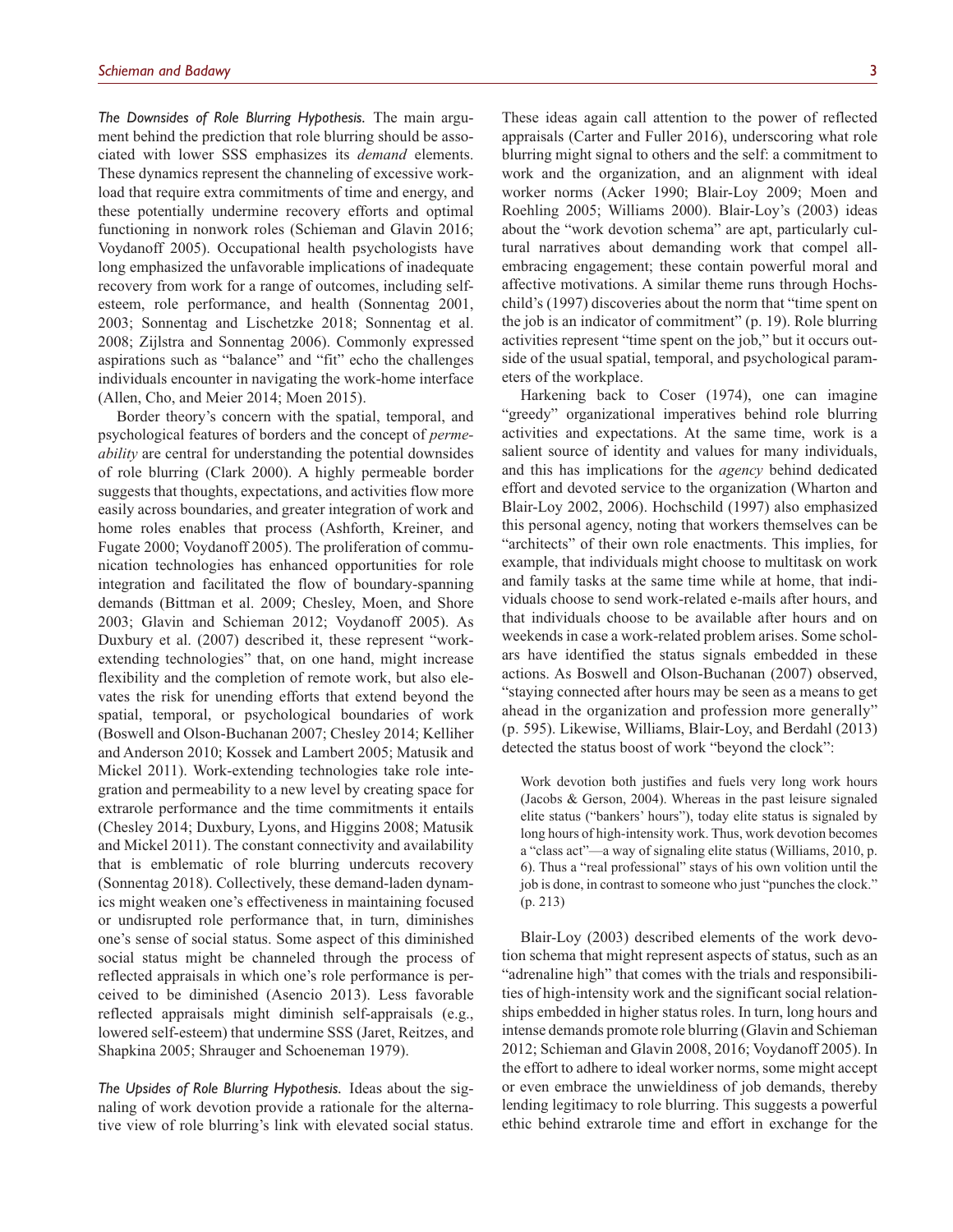*The Downsides of Role Blurring Hypothesis.* The main argument behind the prediction that role blurring should be associated with lower SSS emphasizes its *demand* elements. These dynamics represent the channeling of excessive workload that require extra commitments of time and energy, and these potentially undermine recovery efforts and optimal functioning in nonwork roles (Schieman and Glavin 2016; Voydanoff 2005). Occupational health psychologists have long emphasized the unfavorable implications of inadequate recovery from work for a range of outcomes, including self-esteem, role performance, and health (Sonnentag 2001, 2003; Sonnentag and Lischetzke 2018; Sonnentag et al. 2008; Zijlstra and Sonnentag 2006). Commonly expressed aspirations such as "balance" and "fit" echo the challenges individuals encounter in navigating the work-home interface (Allen, Cho, and Meier 2014; Moen 2015).

Border theory's concern with the spatial, temporal, and psychological features of borders and the concept of *permeability* are central for understanding the potential downsides of role blurring (Clark 2000). A highly permeable border suggests that thoughts, expectations, and activities flow more easily across boundaries, and greater integration of work and home roles enables that process (Ashforth, Kreiner, and Fugate 2000; Voydanoff 2005). The proliferation of communication technologies has enhanced opportunities for role integration and facilitated the flow of boundary-spanning demands (Bittman et al. 2009; Chesley, Moen, and Shore 2003; Glavin and Schieman 2012; Voydanoff 2005). As Duxbury et al. (2007) described it, these represent "work-extending technologies" that, on one hand, might increase flexibility and the completion of remote work, but also elevates the risk for unending efforts that extend beyond the spatial, temporal, or psychological boundaries of work (Boswell and Olson-Buchanan 2007; Chesley 2014; Kelliher and Anderson 2010; Kossek and Lambert 2005; Matusik and Mickel 2011). Work-extending technologies take role integration and permeability to a new level by creating space for extrarole performance and the time commitments it entails (Chesley 2014; Duxbury, Lyons, and Higgins 2008; Matusik and Mickel 2011). The constant connectivity and availability that is emblematic of role blurring undercuts recovery (Sonnentag 2018). Collectively, these demand-laden dynamics might weaken one's effectiveness in maintaining focused or undisrupted role performance that, in turn, diminishes one's sense of social status. Some aspect of this diminished social status might be channeled through the process of reflected appraisals in which one's role performance is perceived to be diminished (Asencio 2013). Less favorable reflected appraisals might diminish self-appraisals (e.g., lowered self-esteem) that undermine SSS (Jaret, Reitzes, and Shapkina 2005; Shrauger and Schoeneman 1979).

*The Upsides of Role Blurring Hypothesis.* Ideas about the signaling of work devotion provide a rationale for the alternative view of role blurring's link with elevated social status. These ideas again call attention to the power of reflected appraisals (Carter and Fuller 2016), underscoring what role blurring might signal to others and the self: a commitment to work and the organization, and an alignment with ideal worker norms (Acker 1990; Blair-Loy 2009; Moen and Roehling 2005; Williams 2000). Blair-Loy's (2003) ideas about the "work devotion schema" are apt, particularly cultural narratives about demanding work that compel all-embracing engagement; these contain powerful moral and affective motivations. A similar theme runs through Hochschild's (1997) discoveries about the norm that "time spent on the job is an indicator of commitment" (p. 19). Role blurring activities represent "time spent on the job," but it occurs outside of the usual spatial, temporal, and psychological parameters of the workplace.

Harkening back to Coser (1974), one can imagine "greedy" organizational imperatives behind role blurring activities and expectations. At the same time, work is a salient source of identity and values for many individuals, and this has implications for the *agency* behind dedicated effort and devoted service to the organization (Wharton and Blair-Loy 2002, 2006). Hochschild (1997) also emphasized this personal agency, noting that workers themselves can be "architects" of their own role enactments. This implies, for example, that individuals might choose to multitask on work and family tasks at the same time while at home, that individuals choose to send work-related e-mails after hours, and that individuals choose to be available after hours and on weekends in case a work-related problem arises. Some scholars have identified the status signals embedded in these actions. As Boswell and Olson-Buchanan (2007) observed, "staying connected after hours may be seen as a means to get ahead in the organization and profession more generally" (p. 595). Likewise, Williams, Blair-Loy, and Berdahl (2013) detected the status boost of work "beyond the clock":

> Work devotion both justifies and fuels very long work hours (Jacobs & Gerson, 2004). Whereas in the past leisure signaled elite status ("bankers' hours"), today elite status is signaled by long hours of high-intensity work. Thus, work devotion becomes a "class act"—a way of signaling elite status (Williams, 2010, p. 6). Thus a "real professional" stays of his own volition until the job is done, in contrast to someone who just "punches the clock." (p. 213)

Blair-Loy (2003) described elements of the work devotion schema that might represent aspects of status, such as an "adrenaline high" that comes with the trials and responsibilities of high-intensity work and the significant social relationships embedded in higher status roles. In turn, long hours and intense demands promote role blurring (Glavin and Schieman 2012; Schieman and Glavin 2008, 2016; Voydanoff 2005). In the effort to adhere to ideal worker norms, some might accept or even embrace the unwieldiness of job demands, thereby lending legitimacy to role blurring. This suggests a powerful ethic behind extrarole time and effort in exchange for the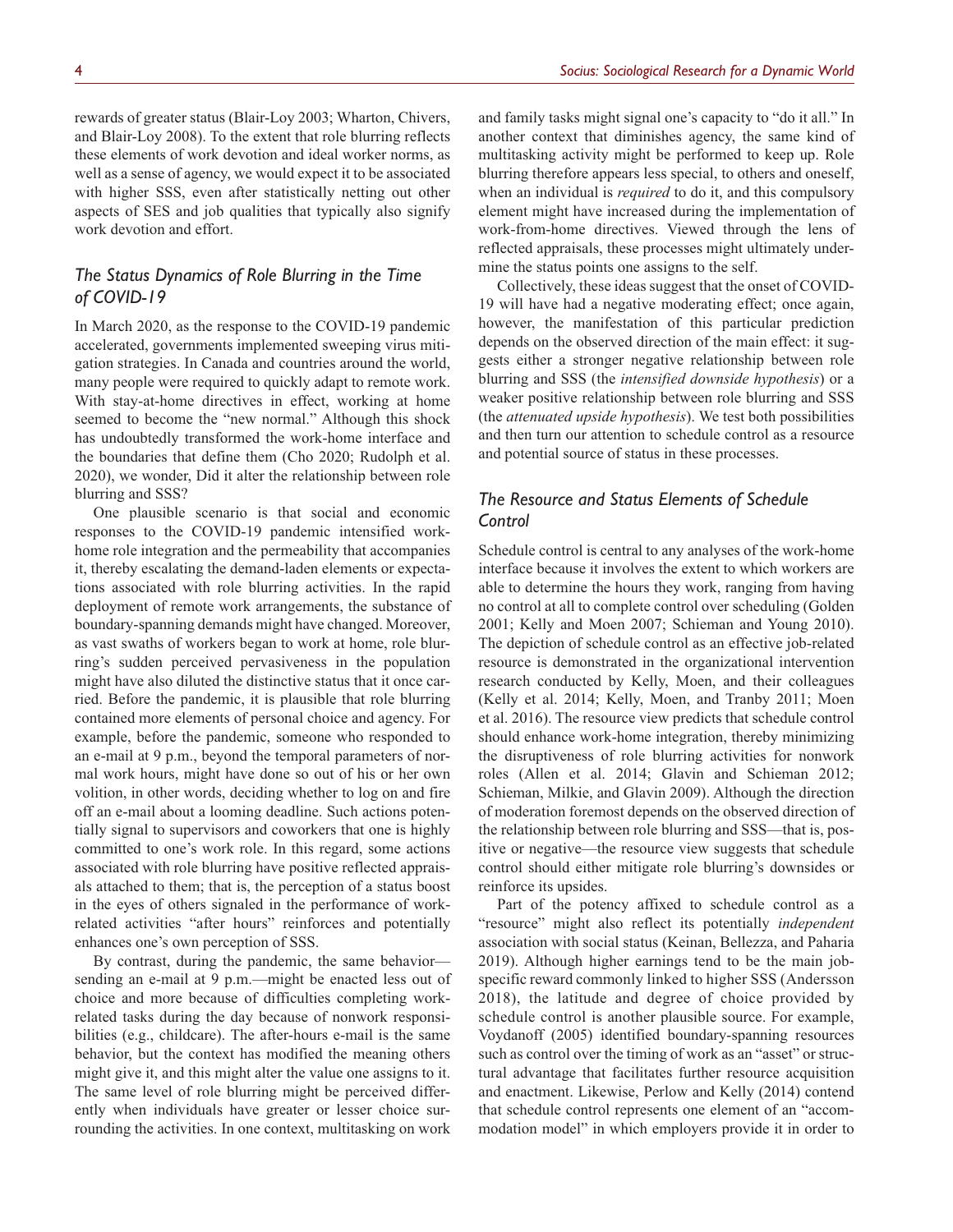rewards of greater status (Blair-Loy 2003; Wharton, Chivers, and Blair-Loy 2008). To the extent that role blurring reflects these elements of work devotion and ideal worker norms, as well as a sense of agency, we would expect it to be associated with higher SSS, even after statistically netting out other aspects of SES and job qualities that typically also signify work devotion and effort.

### *The Status Dynamics of Role Blurring in the Time of COVID-19*

In March 2020, as the response to the COVID-19 pandemic accelerated, governments implemented sweeping virus mitigation strategies. In Canada and countries around the world, many people were required to quickly adapt to remote work. With stay-at-home directives in effect, working at home seemed to become the "new normal." Although this shock has undoubtedly transformed the work-home interface and the boundaries that define them (Cho 2020; Rudolph et al. 2020), we wonder, Did it alter the relationship between role blurring and SSS?

One plausible scenario is that social and economic responses to the COVID-19 pandemic intensified work-home role integration and the permeability that accompanies it, thereby escalating the demand-laden elements or expectations associated with role blurring activities. In the rapid deployment of remote work arrangements, the substance of boundary-spanning demands might have changed. Moreover, as vast swaths of workers began to work at home, role blurring's sudden perceived pervasiveness in the population might have also diluted the distinctive status that it once carried. Before the pandemic, it is plausible that role blurring contained more elements of personal choice and agency. For example, before the pandemic, someone who responded to an e-mail at 9 p.m., beyond the temporal parameters of normal work hours, might have done so out of his or her own volition, in other words, deciding whether to log on and fire off an e-mail about a looming deadline. Such actions potentially signal to supervisors and coworkers that one is highly committed to one's work role. In this regard, some actions associated with role blurring have positive reflected appraisals attached to them; that is, the perception of a status boost in the eyes of others signaled in the performance of work-related activities "after hours" reinforces and potentially enhances one's own perception of SSS.

By contrast, during the pandemic, the same behavior—sending an e-mail at 9 p.m.—might be enacted less out of choice and more because of difficulties completing work-related tasks during the day because of nonwork responsibilities (e.g., childcare). The after-hours e-mail is the same behavior, but the context has modified the meaning others might give it, and this might alter the value one assigns to it. The same level of role blurring might be perceived differently when individuals have greater or lesser choice surrounding the activities. In one context, multitasking on work and family tasks might signal one's capacity to "do it all." In another context that diminishes agency, the same kind of multitasking activity might be performed to keep up. Role blurring therefore appears less special, to others and oneself, when an individual is *required* to do it, and this compulsory element might have increased during the implementation of work-from-home directives. Viewed through the lens of reflected appraisals, these processes might ultimately undermine the status points one assigns to the self.

Collectively, these ideas suggest that the onset of COVID-19 will have had a negative moderating effect; once again, however, the manifestation of this particular prediction depends on the observed direction of the main effect: it suggests either a stronger negative relationship between role blurring and SSS (the *intensified downside hypothesis*) or a weaker positive relationship between role blurring and SSS (the *attenuated upside hypothesis*). We test both possibilities and then turn our attention to schedule control as a resource and potential source of status in these processes.

### *The Resource and Status Elements of Schedule Control*

Schedule control is central to any analyses of the work-home interface because it involves the extent to which workers are able to determine the hours they work, ranging from having no control at all to complete control over scheduling (Golden 2001; Kelly and Moen 2007; Schieman and Young 2010). The depiction of schedule control as an effective job-related resource is demonstrated in the organizational intervention research conducted by Kelly, Moen, and their colleagues (Kelly et al. 2014; Kelly, Moen, and Tranby 2011; Moen et al. 2016). The resource view predicts that schedule control should enhance work-home integration, thereby minimizing the disruptiveness of role blurring activities for nonwork roles (Allen et al. 2014; Glavin and Schieman 2012; Schieman, Milkie, and Glavin 2009). Although the direction of moderation foremost depends on the observed direction of the relationship between role blurring and SSS—that is, positive or negative—the resource view suggests that schedule control should either mitigate role blurring's downsides or reinforce its upsides.

Part of the potency affixed to schedule control as a "resource" might also reflect its potentially *independent* association with social status (Keinan, Bellezza, and Paharia 2019). Although higher earnings tend to be the main job-specific reward commonly linked to higher SSS (Andersson 2018), the latitude and degree of choice provided by schedule control is another plausible source. For example, Voydanoff (2005) identified boundary-spanning resources such as control over the timing of work as an "asset" or structural advantage that facilitates further resource acquisition and enactment. Likewise, Perlow and Kelly (2014) contend that schedule control represents one element of an "accommodation model" in which employers provide it in order to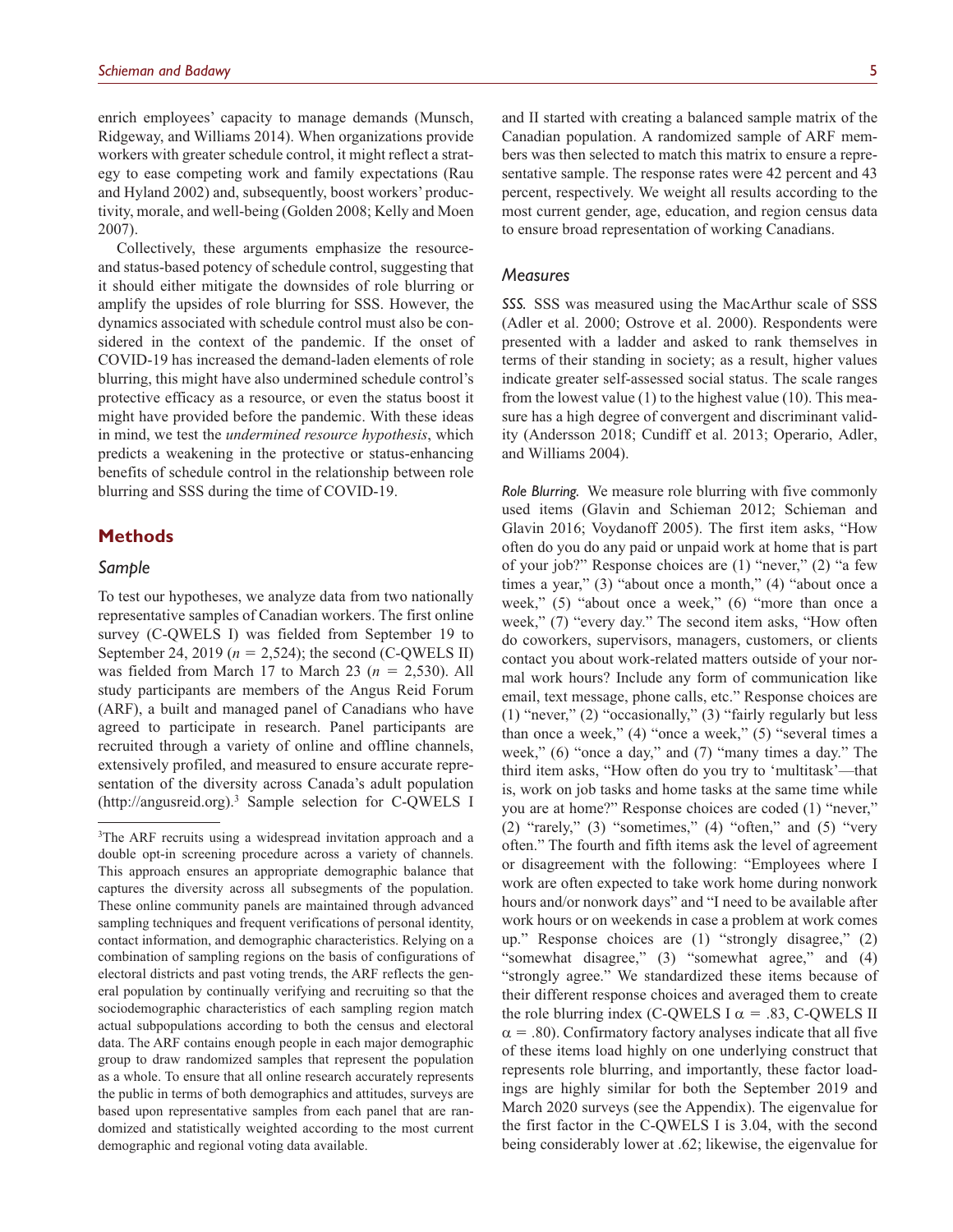enrich employees' capacity to manage demands (Munsch, Ridgeway, and Williams 2014). When organizations provide workers with greater schedule control, it might reflect a strategy to ease competing work and family expectations (Rau and Hyland 2002) and, subsequently, boost workers' productivity, morale, and well-being (Golden 2008; Kelly and Moen 2007).

Collectively, these arguments emphasize the resource- and status-based potency of schedule control, suggesting that it should either mitigate the downsides of role blurring or amplify the upsides of role blurring for SSS. However, the dynamics associated with schedule control must also be considered in the context of the pandemic. If the onset of COVID-19 has increased the demand-laden elements of role blurring, this might have also undermined schedule control's protective efficacy as a resource, or even the status boost it might have provided before the pandemic. With these ideas in mind, we test the *undermined resource hypothesis*, which predicts a weakening in the protective or status-enhancing benefits of schedule control in the relationship between role blurring and SSS during the time of COVID-19.

## Methods

### Sample

To test our hypotheses, we analyze data from two nationally representative samples of Canadian workers. The first online survey (C-QWELS I) was fielded from September 19 to September 24, 2019 ($n$ = 2,524); the second (C-QWELS II) was fielded from March 17 to March 23 ($n$ = 2,530). All study participants are members of the Angus Reid Forum (ARF), a built and managed panel of Canadians who have agreed to participate in research. Panel participants are recruited through a variety of online and offline channels, extensively profiled, and measured to ensure accurate representation of the diversity across Canada's adult population (http://angusreid.org).[3] Sample selection for C-QWELS I and II started with creating a balanced sample matrix of the Canadian population. A randomized sample of ARF members was then selected to match this matrix to ensure a representative sample. The response rates were 42 percent and 43 percent, respectively. We weight all results according to the most current gender, age, education, and region census data to ensure broad representation of working Canadians.

### Measures

*SSS.* SSS was measured using the MacArthur scale of SSS (Adler et al. 2000; Ostrove et al. 2000). Respondents were presented with a ladder and asked to rank themselves in terms of their standing in society; as a result, higher values indicate greater self-assessed social status. The scale ranges from the lowest value (1) to the highest value (10). This measure has a high degree of convergent and discriminant validity (Andersson 2018; Cundiff et al. 2013; Operario, Adler, and Williams 2004).

*Role Blurring.* We measure role blurring with five commonly used items (Glavin and Schieman 2012; Schieman and Glavin 2016; Voydanoff 2005). The first item asks, "How often do you do any paid or unpaid work at home that is part of your job?" Response choices are (1) "never," (2) "a few times a year," (3) "about once a month," (4) "about once a week," (5) "about once a week," (6) "more than once a week," (7) "every day." The second item asks, "How often do coworkers, supervisors, managers, customers, or clients contact you about work-related matters outside of your normal work hours? Include any form of communication like email, text message, phone calls, etc." Response choices are (1) "never," (2) "occasionally," (3) "fairly regularly but less than once a week," (4) "once a week," (5) "several times a week," (6) "once a day," and (7) "many times a day." The third item asks, "How often do you try to 'multitask'—that is, work on job tasks and home tasks at the same time while you are at home?" Response choices are coded (1) "never," (2) "rarely," (3) "sometimes," (4) "often," and (5) "very often." The fourth and fifth items ask the level of agreement or disagreement with the following: "Employees where I work are often expected to take work home during nonwork hours and/or nonwork days" and "I need to be available after work hours or on weekends in case a problem at work comes up." Response choices are (1) "strongly disagree," (2) "somewhat disagree," (3) "somewhat agree," and (4) "strongly agree." We standardized these items because of their different response choices and averaged them to create the role blurring index (C-QWELS I $\alpha$ = .83, C-QWELS II $\alpha$ = .80). Confirmatory factory analyses indicate that all five of these items load highly on one underlying construct that represents role blurring, and importantly, these factor loadings are highly similar for both the September 2019 and March 2020 surveys (see the Appendix). The eigenvalue for the first factor in the C-QWELS I is 3.04, with the second being considerably lower at .62; likewise, the eigenvalue for

---

[3] The ARF recruits using a widespread invitation approach and a double opt-in screening procedure across a variety of channels. This approach ensures an appropriate demographic balance that captures the diversity across all subsegments of the population. These online community panels are maintained through advanced sampling techniques and frequent verifications of personal identity, contact information, and demographic characteristics. Relying on a combination of sampling regions on the basis of configurations of electoral districts and past voting trends, the ARF reflects the general population by continually verifying and recruiting so that the sociodemographic characteristics of each sampling region match actual subpopulations according to both the census and electoral data. The ARF contains enough people in each major demographic group to draw randomized samples that represent the population as a whole. To ensure that all online research accurately represents the public in terms of both demographics and attitudes, surveys are based upon representative samples from each panel that are randomized and statistically weighted according to the most current demographic and regional voting data available.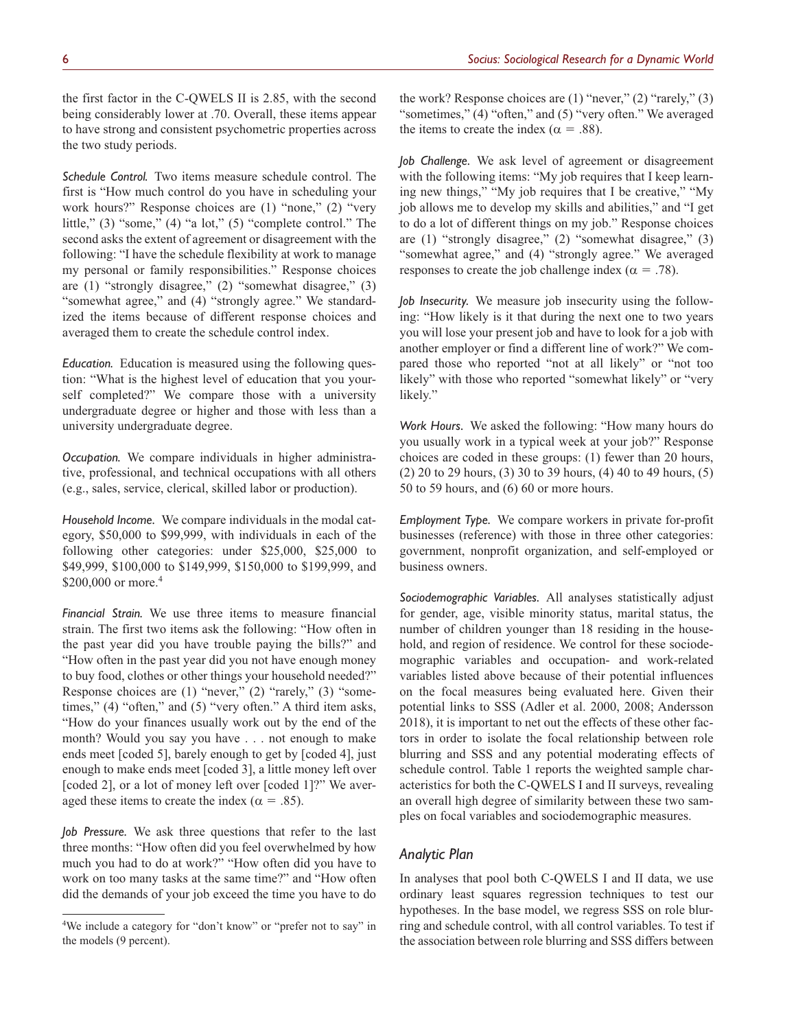the first factor in the C-QWELS II is 2.85, with the second being considerably lower at .70. Overall, these items appear to have strong and consistent psychometric properties across the two study periods.

*Schedule Control.* Two items measure schedule control. The first is "How much control do you have in scheduling your work hours?" Response choices are (1) "none," (2) "very little," (3) "some," (4) "a lot," (5) "complete control." The second asks the extent of agreement or disagreement with the following: "I have the schedule flexibility at work to manage my personal or family responsibilities." Response choices are (1) "strongly disagree," (2) "somewhat disagree," (3) "somewhat agree," and (4) "strongly agree." We standardized the items because of different response choices and averaged them to create the schedule control index.

*Education.* Education is measured using the following question: "What is the highest level of education that you yourself completed?" We compare those with a university undergraduate degree or higher and those with less than a university undergraduate degree.

*Occupation.* We compare individuals in higher administrative, professional, and technical occupations with all others (e.g., sales, service, clerical, skilled labor or production).

*Household Income.* We compare individuals in the modal category, $50,000 to $99,999, with individuals in each of the following other categories: under $25,000, $25,000 to $49,999, $100,000 to $149,999, $150,000 to $199,999, and $200,000 or more.[4]

*Financial Strain.* We use three items to measure financial strain. The first two items ask the following: "How often in the past year did you have trouble paying the bills?" and "How often in the past year did you not have enough money to buy food, clothes or other things your household needed?" Response choices are (1) "never," (2) "rarely," (3) "sometimes," (4) "often," and (5) "very often." A third item asks, "How do your finances usually work out by the end of the month? Would you say you have . . . not enough to make ends meet [coded 5], barely enough to get by [coded 4], just enough to make ends meet [coded 3], a little money left over [coded 2], or a lot of money left over [coded 1]?" We averaged these items to create the index ($\alpha$ = .85).

*Job Pressure.* We ask three questions that refer to the last three months: "How often did you feel overwhelmed by how much you had to do at work?" "How often did you have to work on too many tasks at the same time?" and "How often did the demands of your job exceed the time you have to do the work? Response choices are (1) "never," (2) "rarely," (3) "sometimes," (4) "often," and (5) "very often." We averaged the items to create the index ($\alpha$ = .88).

*Job Challenge.* We ask level of agreement or disagreement with the following items: "My job requires that I keep learning new things," "My job requires that I be creative," "My job allows me to develop my skills and abilities," and "I get to do a lot of different things on my job." Response choices are (1) "strongly disagree," (2) "somewhat disagree," (3) "somewhat agree," and (4) "strongly agree." We averaged responses to create the job challenge index ($\alpha$ = .78).

*Job Insecurity.* We measure job insecurity using the following: "How likely is it that during the next one to two years you will lose your present job and have to look for a job with another employer or find a different line of work?" We compared those who reported "not at all likely" or "not too likely" with those who reported "somewhat likely" or "very likely."

*Work Hours.* We asked the following: "How many hours do you usually work in a typical week at your job?" Response choices are coded in these groups: (1) fewer than 20 hours, (2) 20 to 29 hours, (3) 30 to 39 hours, (4) 40 to 49 hours, (5) 50 to 59 hours, and (6) 60 or more hours.

*Employment Type.* We compare workers in private for-profit businesses (reference) with those in three other categories: government, nonprofit organization, and self-employed or business owners.

*Sociodemographic Variables.* All analyses statistically adjust for gender, age, visible minority status, marital status, the number of children younger than 18 residing in the household, and region of residence. We control for these sociodemographic variables and occupation- and work-related variables listed above because of their potential influences on the focal measures being evaluated here. Given their potential links to SSS (Adler et al. 2000, 2008; Andersson 2018), it is important to net out the effects of these other factors in order to isolate the focal relationship between role blurring and SSS and any potential moderating effects of schedule control. Table 1 reports the weighted sample characteristics for both the C-QWELS I and II surveys, revealing an overall high degree of similarity between these two samples on focal variables and sociodemographic measures.

## Analytic Plan

In analyses that pool both C-QWELS I and II data, we use ordinary least squares regression techniques to test our hypotheses. In the base model, we regress SSS on role blurring and schedule control, with all control variables. To test if the association between role blurring and SSS differs between

[4] We include a category for "don't know" or "prefer not to say" in the models (9 percent).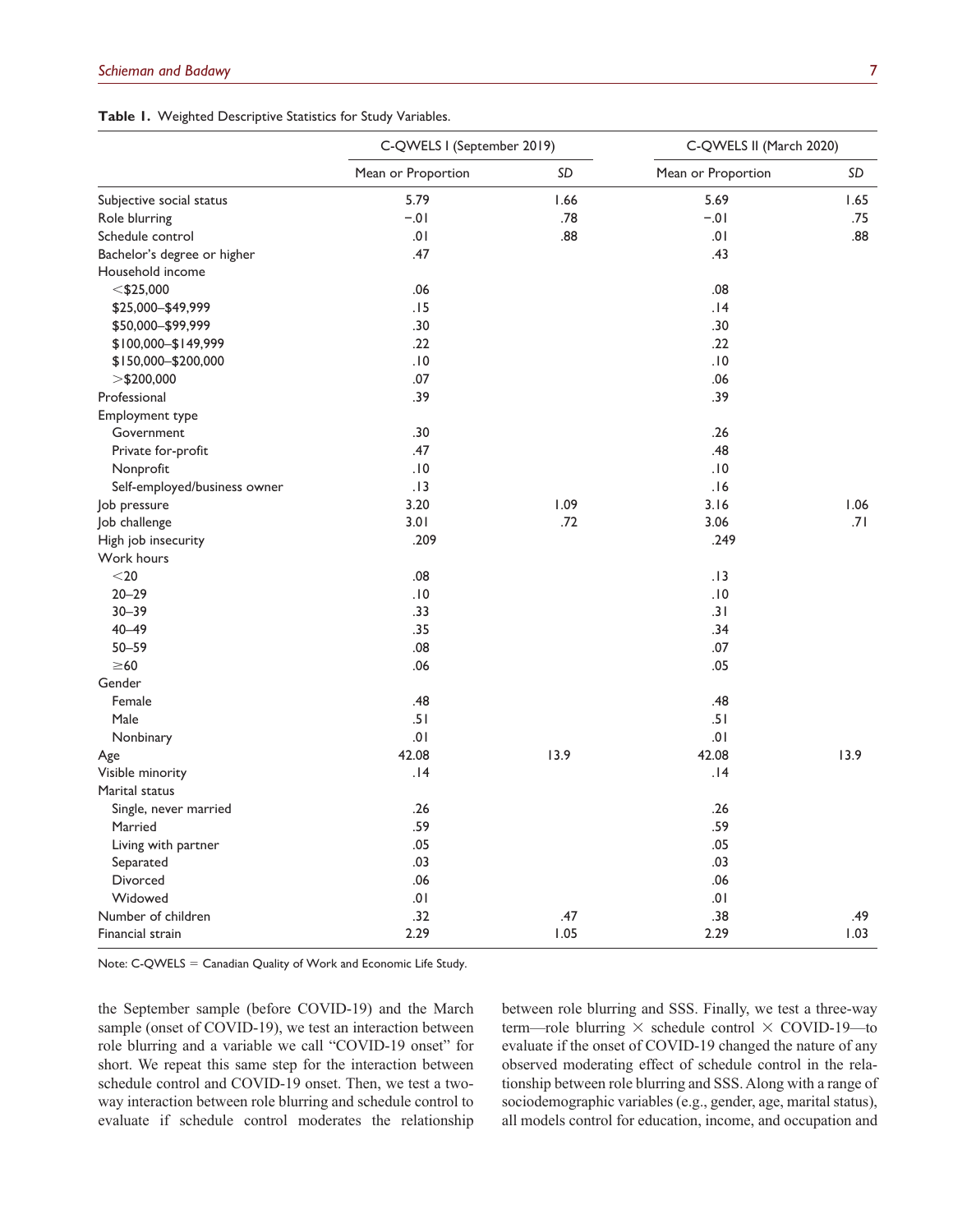**Table 1.** Weighted Descriptive Statistics for Study Variables.

| | C-QWELS I (September 2019) | | C-QWELS II (March 2020) | |
|---|---|---|---|---|
| | Mean or Proportion | *SD* | Mean or Proportion | *SD* |
| Subjective social status | 5.79 | 1.66 | 5.69 | 1.65 |
| Role blurring | −.01 | .78 | −.01 | .75 |
| Schedule control | .01 | .88 | .01 | .88 |
| Bachelor's degree or higher | .47 | | .43 | |
| Household income | | | | |
| <$25,000 | .06 | | .08 | |
| $25,000–$49,999 | .15 | | .14 | |
| $50,000–$99,999 | .30 | | .30 | |
| $100,000–$149,999 | .22 | | .22 | |
| $150,000–$200,000 | .10 | | .10 | |
| >$200,000 | .07 | | .06 | |
| Professional | .39 | | .39 | |
| Employment type | | | | |
| Government | .30 | | .26 | |
| Private for-profit | .47 | | .48 | |
| Nonprofit | .10 | | .10 | |
| Self-employed/business owner | .13 | | .16 | |
| Job pressure | 3.20 | 1.09 | 3.16 | 1.06 |
| Job challenge | 3.01 | .72 | 3.06 | .71 |
| High job insecurity | .209 | | .249 | |
| Work hours | | | | |
| <20 | .08 | | .13 | |
| 20–29 | .10 | | .10 | |
| 30–39 | .33 | | .31 | |
| 40–49 | .35 | | .34 | |
| 50–59 | .08 | | .07 | |
| ≥60 | .06 | | .05 | |
| Gender | | | | |
| Female | .48 | | .48 | |
| Male | .51 | | .51 | |
| Nonbinary | .01 | | .01 | |
| Age | 42.08 | 13.9 | 42.08 | 13.9 |
| Visible minority | .14 | | .14 | |
| Marital status | | | | |
| Single, never married | .26 | | .26 | |
| Married | .59 | | .59 | |
| Living with partner | .05 | | .05 | |
| Separated | .03 | | .03 | |
| Divorced | .06 | | .06 | |
| Widowed | .01 | | .01 | |
| Number of children | .32 | .47 | .38 | .49 |
| Financial strain | 2.29 | 1.05 | 2.29 | 1.03 |

Note: C-QWELS = Canadian Quality of Work and Economic Life Study.

the September sample (before COVID-19) and the March sample (onset of COVID-19), we test an interaction between role blurring and a variable we call "COVID-19 onset" for short. We repeat this same step for the interaction between schedule control and COVID-19 onset. Then, we test a two-way interaction between role blurring and schedule control to evaluate if schedule control moderates the relationship between role blurring and SSS. Finally, we test a three-way term—role blurring × schedule control × COVID-19—to evaluate if the onset of COVID-19 changed the nature of any observed moderating effect of schedule control in the relationship between role blurring and SSS. Along with a range of sociodemographic variables (e.g., gender, age, marital status), all models control for education, income, and occupation and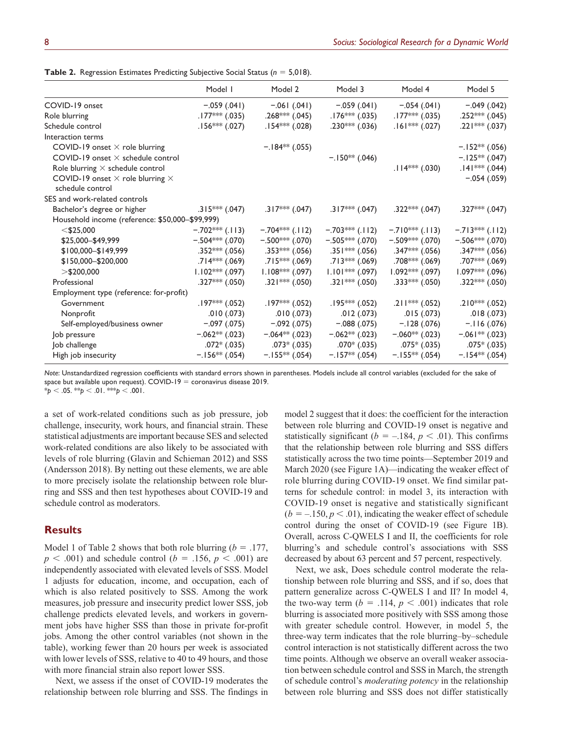**Table 2.** Regression Estimates Predicting Subjective Social Status ($n$ = 5,018).

| | Model 1 | Model 2 | Model 3 | Model 4 | Model 5 |
|---|---|---|---|---|---|
| COVID-19 onset | −.059 (.041) | −.061 (.041) | −.059 (.041) | −.054 (.041) | −.049 (.042) |
| Role blurring | .177*** (.035) | .268*** (.045) | .176*** (.035) | .177*** (.035) | .252*** (.045) |
| Schedule control | .156*** (.027) | .154*** (.028) | .230*** (.036) | .161*** (.027) | .221*** (.037) |
| Interaction terms | | | | | |
| COVID-19 onset × role blurring | | −.184** (.055) | | | −.152** (.056) |
| COVID-19 onset × schedule control | | | −.150** (.046) | | −.125** (.047) |
| Role blurring × schedule control | | | | .114*** (.030) | .141*** (.044) |
| COVID-19 onset × role blurring × schedule control | | | | | −.054 (.059) |
| SES and work-related controls | | | | | |
| Bachelor's degree or higher | .315*** (.047) | .317*** (.047) | .317*** (.047) | .322*** (.047) | .327*** (.047) |
| Household income (reference: $50,000–$99,999) | | | | | |
| <$25,000 | −.702*** (.113) | −.704*** (.112) | −.703*** (.112) | −.710*** (.113) | −.713*** (.112) |
| $25,000–$49,999 | −.504*** (.070) | −.500*** (.070) | −.505*** (.070) | −.509*** (.070) | −.506*** (.070) |
| $100,000–$149,999 | .352*** (.056) | .353*** (.056) | .351*** (.056) | .347*** (.056) | .347*** (.056) |
| $150,000–$200,000 | .714*** (.069) | .715*** (.069) | .713*** (.069) | .708*** (.069) | .707*** (.069) |
| >$200,000 | 1.102*** (.097) | 1.108*** (.097) | 1.101*** (.097) | 1.092*** (.097) | 1.097*** (.096) |
| Professional | .327*** (.050) | .321*** (.050) | .321*** (.050) | .333*** (.050) | .322*** (.050) |
| Employment type (reference: for-profit) | | | | | |
| Government | .197*** (.052) | .197*** (.052) | .195*** (.052) | .211*** (.052) | .210*** (.052) |
| Nonprofit | .010 (.073) | .010 (.073) | .012 (.073) | .015 (.073) | .018 (.073) |
| Self-employed/business owner | −.097 (.075) | −.092 (.075) | −.088 (.075) | −.128 (.076) | −.116 (.076) |
| Job pressure | −.062** (.023) | −.064** (.023) | −.062** (.023) | −.060** (.023) | −.061** (.023) |
| Job challenge | .072* (.035) | .073* (.035) | .070* (.035) | .075* (.035) | .075* (.035) |
| High job insecurity | −.156** (.054) | −.155** (.054) | −.157** (.054) | −.155** (.054) | −.154** (.054) |

*Note:* Unstandardized regression coefficients with standard errors shown in parentheses. Models include all control variables (excluded for the sake of space but available upon request). COVID-19 = coronavirus disease 2019.
*$p < .05$. **$p < .01$. ***$p < .001$.

a set of work-related conditions such as job pressure, job challenge, insecurity, work hours, and financial strain. These statistical adjustments are important because SES and selected work-related conditions are also likely to be associated with levels of role blurring (Glavin and Schieman 2012) and SSS (Andersson 2018). By netting out these elements, we are able to more precisely isolate the relationship between role blurring and SSS and then test hypotheses about COVID-19 and schedule control as moderators.

## Results

Model 1 of Table 2 shows that both role blurring ($b$ = .177, $p < .001$) and schedule control ($b$ = .156, $p < .001$) are independently associated with elevated levels of SSS. Model 1 adjusts for education, income, and occupation, each of which is also related positively to SSS. Among the work measures, job pressure and insecurity predict lower SSS, job challenge predicts elevated levels, and workers in government jobs have higher SSS than those in private for-profit jobs. Among the other control variables (not shown in the table), working fewer than 20 hours per week is associated with lower levels of SSS, relative to 40 to 49 hours, and those with more financial strain also report lower SSS.

Next, we assess if the onset of COVID-19 moderates the relationship between role blurring and SSS. The findings in model 2 suggest that it does: the coefficient for the interaction between role blurring and COVID-19 onset is negative and statistically significant ($b$ = –.184, $p < .01$). This confirms that the relationship between role blurring and SSS differs statistically across the two time points—September 2019 and March 2020 (see Figure 1A)—indicating the weaker effect of role blurring during COVID-19 onset. We find similar patterns for schedule control: in model 3, its interaction with COVID-19 onset is negative and statistically significant ($b$ = –.150, $p < .01$), indicating the weaker effect of schedule control during the onset of COVID-19 (see Figure 1B). Overall, across C-QWELS I and II, the coefficients for role blurring's and schedule control's associations with SSS decreased by about 63 percent and 57 percent, respectively.

Next, we ask, Does schedule control moderate the relationship between role blurring and SSS, and if so, does that pattern generalize across C-QWELS I and II? In model 4, the two-way term ($b$ = .114, $p < .001$) indicates that role blurring is associated more positively with SSS among those with greater schedule control. However, in model 5, the three-way term indicates that the role blurring–by–schedule control interaction is not statistically different across the two time points. Although we observe an overall weaker association between schedule control and SSS in March, the strength of schedule control's *moderating potency* in the relationship between role blurring and SSS does not differ statistically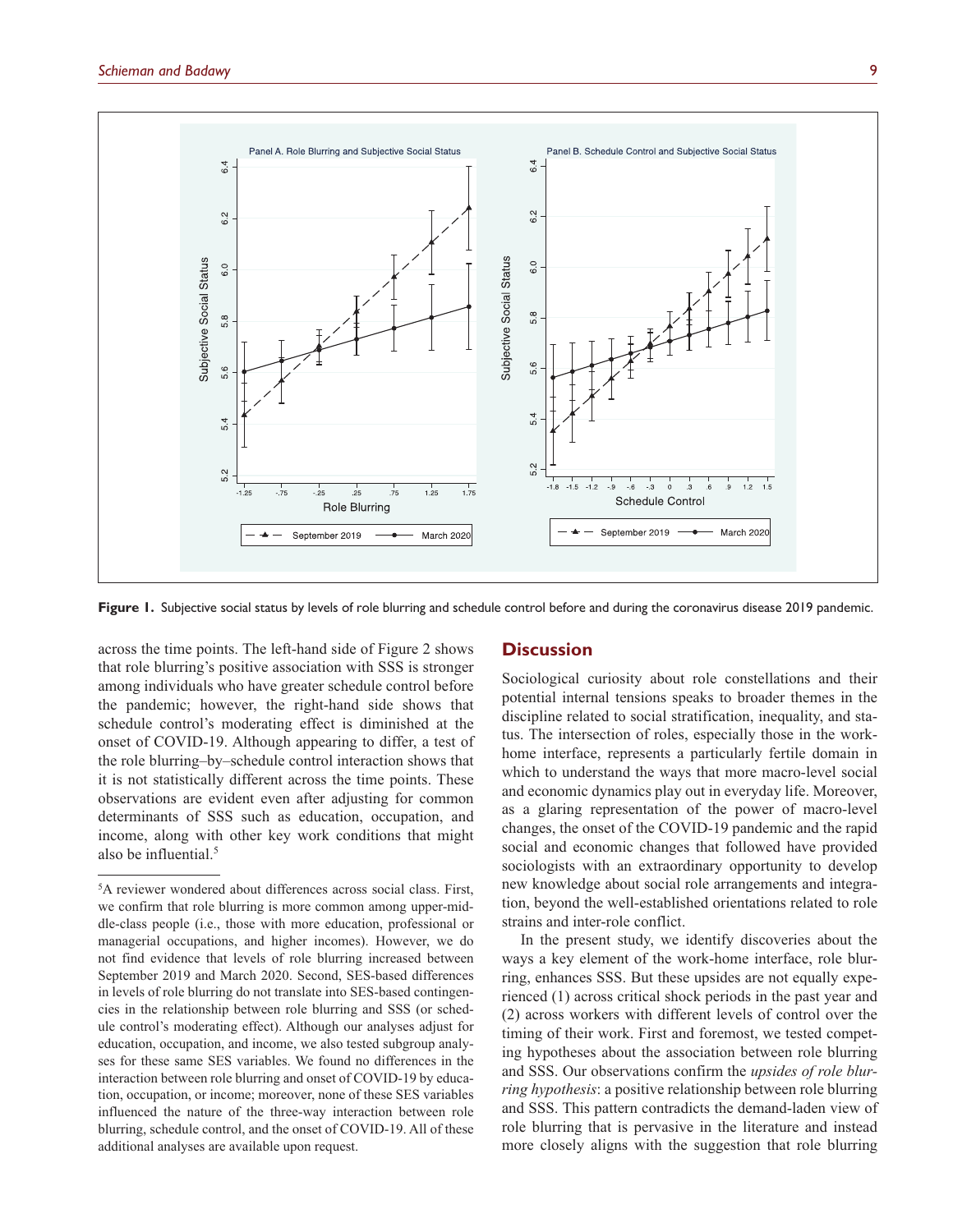**Figure 1.** Subjective social status by levels of role blurring and schedule control before and during the coronavirus disease 2019 pandemic.

across the time points. The left-hand side of Figure 2 shows that role blurring's positive association with SSS is stronger among individuals who have greater schedule control before the pandemic; however, the right-hand side shows that schedule control's moderating effect is diminished at the onset of COVID-19. Although appearing to differ, a test of the role blurring–by–schedule control interaction shows that it is not statistically different across the time points. These observations are evident even after adjusting for common determinants of SSS such as education, occupation, and income, along with other key work conditions that might also be influential.[5]

[5]A reviewer wondered about differences across social class. First, we confirm that role blurring is more common among upper-middle-class people (i.e., those with more education, professional or managerial occupations, and higher incomes). However, we do not find evidence that levels of role blurring increased between September 2019 and March 2020. Second, SES-based differences in levels of role blurring do not translate into SES-based contingencies in the relationship between role blurring and SSS (or schedule control's moderating effect). Although our analyses adjust for education, occupation, and income, we also tested subgroup analyses for these same SES variables. We found no differences in the interaction between role blurring and onset of COVID-19 by education, occupation, or income; moreover, none of these SES variables influenced the nature of the three-way interaction between role blurring, schedule control, and the onset of COVID-19. All of these additional analyses are available upon request.

## Discussion

Sociological curiosity about role constellations and their potential internal tensions speaks to broader themes in the discipline related to social stratification, inequality, and status. The intersection of roles, especially those in the work-home interface, represents a particularly fertile domain in which to understand the ways that more macro-level social and economic dynamics play out in everyday life. Moreover, as a glaring representation of the power of macro-level changes, the onset of the COVID-19 pandemic and the rapid social and economic changes that followed have provided sociologists with an extraordinary opportunity to develop new knowledge about social role arrangements and integration, beyond the well-established orientations related to role strains and inter-role conflict.

In the present study, we identify discoveries about the ways a key element of the work-home interface, role blurring, enhances SSS. But these upsides are not equally experienced (1) across critical shock periods in the past year and (2) across workers with different levels of control over the timing of their work. First and foremost, we tested competing hypotheses about the association between role blurring and SSS. Our observations confirm the *upsides of role blurring hypothesis*: a positive relationship between role blurring and SSS. This pattern contradicts the demand-laden view of role blurring that is pervasive in the literature and instead more closely aligns with the suggestion that role blurring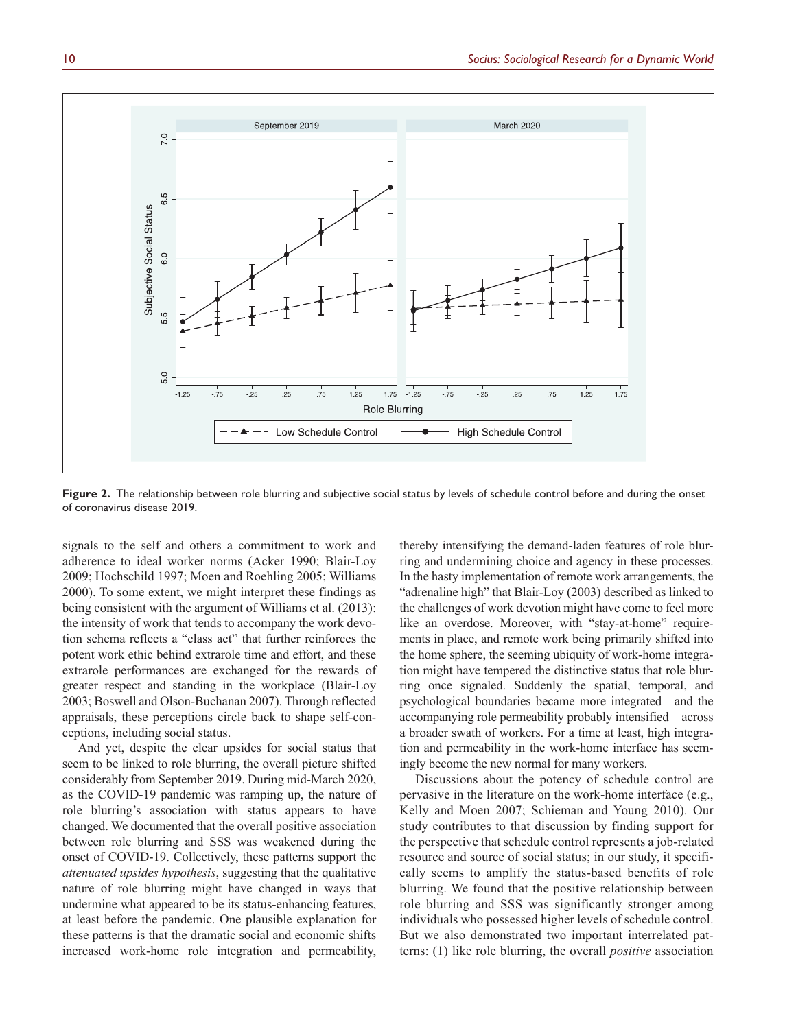**Figure 2.** The relationship between role blurring and subjective social status by levels of schedule control before and during the onset of coronavirus disease 2019.

signals to the self and others a commitment to work and adherence to ideal worker norms (Acker 1990; Blair-Loy 2009; Hochschild 1997; Moen and Roehling 2005; Williams 2000). To some extent, we might interpret these findings as being consistent with the argument of Williams et al. (2013): the intensity of work that tends to accompany the work devotion schema reflects a "class act" that further reinforces the potent work ethic behind extrarole time and effort, and these extrarole performances are exchanged for the rewards of greater respect and standing in the workplace (Blair-Loy 2003; Boswell and Olson-Buchanan 2007). Through reflected appraisals, these perceptions circle back to shape self-conceptions, including social status.

And yet, despite the clear upsides for social status that seem to be linked to role blurring, the overall picture shifted considerably from September 2019. During mid-March 2020, as the COVID-19 pandemic was ramping up, the nature of role blurring's association with status appears to have changed. We documented that the overall positive association between role blurring and SSS was weakened during the onset of COVID-19. Collectively, these patterns support the *attenuated upsides hypothesis*, suggesting that the qualitative nature of role blurring might have changed in ways that undermine what appeared to be its status-enhancing features, at least before the pandemic. One plausible explanation for these patterns is that the dramatic social and economic shifts increased work-home role integration and permeability, thereby intensifying the demand-laden features of role blurring and undermining choice and agency in these processes. In the hasty implementation of remote work arrangements, the "adrenaline high" that Blair-Loy (2003) described as linked to the challenges of work devotion might have come to feel more like an overdose. Moreover, with "stay-at-home" requirements in place, and remote work being primarily shifted into the home sphere, the seeming ubiquity of work-home integration might have tempered the distinctive status that role blurring once signaled. Suddenly the spatial, temporal, and psychological boundaries became more integrated—and the accompanying role permeability probably intensified—across a broader swath of workers. For a time at least, high integration and permeability in the work-home interface has seemingly become the new normal for many workers.

Discussions about the potency of schedule control are pervasive in the literature on the work-home interface (e.g., Kelly and Moen 2007; Schieman and Young 2010). Our study contributes to that discussion by finding support for the perspective that schedule control represents a job-related resource and source of social status; in our study, it specifically seems to amplify the status-based benefits of role blurring. We found that the positive relationship between role blurring and SSS was significantly stronger among individuals who possessed higher levels of schedule control. But we also demonstrated two important interrelated patterns: (1) like role blurring, the overall *positive* association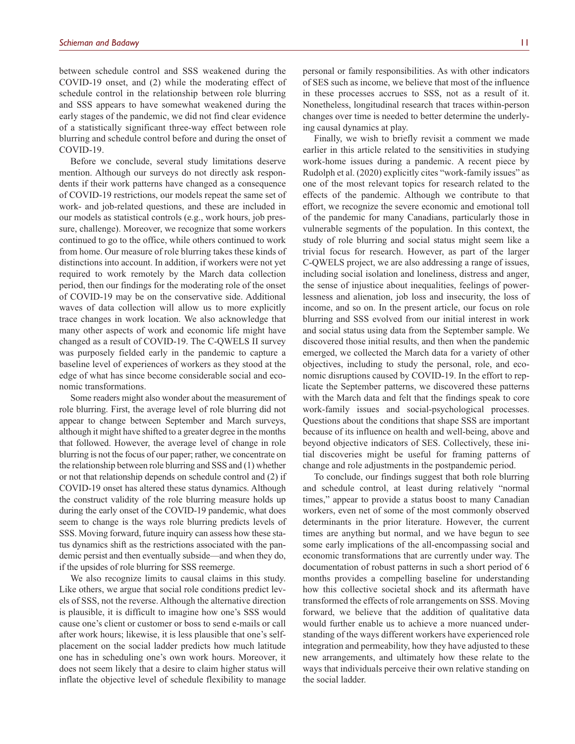between schedule control and SSS weakened during the COVID-19 onset, and (2) while the moderating effect of schedule control in the relationship between role blurring and SSS appears to have somewhat weakened during the early stages of the pandemic, we did not find clear evidence of a statistically significant three-way effect between role blurring and schedule control before and during the onset of COVID-19.

Before we conclude, several study limitations deserve mention. Although our surveys do not directly ask respondents if their work patterns have changed as a consequence of COVID-19 restrictions, our models repeat the same set of work- and job-related questions, and these are included in our models as statistical controls (e.g., work hours, job pressure, challenge). Moreover, we recognize that some workers continued to go to the office, while others continued to work from home. Our measure of role blurring takes these kinds of distinctions into account. In addition, if workers were not yet required to work remotely by the March data collection period, then our findings for the moderating role of the onset of COVID-19 may be on the conservative side. Additional waves of data collection will allow us to more explicitly trace changes in work location. We also acknowledge that many other aspects of work and economic life might have changed as a result of COVID-19. The C-QWELS II survey was purposely fielded early in the pandemic to capture a baseline level of experiences of workers as they stood at the edge of what has since become considerable social and economic transformations.

Some readers might also wonder about the measurement of role blurring. First, the average level of role blurring did not appear to change between September and March surveys, although it might have shifted to a greater degree in the months that followed. However, the average level of change in role blurring is not the focus of our paper; rather, we concentrate on the relationship between role blurring and SSS and (1) whether or not that relationship depends on schedule control and (2) if COVID-19 onset has altered these status dynamics. Although the construct validity of the role blurring measure holds up during the early onset of the COVID-19 pandemic, what does seem to change is the ways role blurring predicts levels of SSS. Moving forward, future inquiry can assess how these status dynamics shift as the restrictions associated with the pandemic persist and then eventually subside—and when they do, if the upsides of role blurring for SSS reemerge.

We also recognize limits to causal claims in this study. Like others, we argue that social role conditions predict levels of SSS, not the reverse. Although the alternative direction is plausible, it is difficult to imagine how one's SSS would cause one's client or customer or boss to send e-mails or call after work hours; likewise, it is less plausible that one's self-placement on the social ladder predicts how much latitude one has in scheduling one's own work hours. Moreover, it does not seem likely that a desire to claim higher status will inflate the objective level of schedule flexibility to manage personal or family responsibilities. As with other indicators of SES such as income, we believe that most of the influence in these processes accrues to SSS, not as a result of it. Nonetheless, longitudinal research that traces within-person changes over time is needed to better determine the underlying causal dynamics at play.

Finally, we wish to briefly revisit a comment we made earlier in this article related to the sensitivities in studying work-home issues during a pandemic. A recent piece by Rudolph et al. (2020) explicitly cites "work-family issues" as one of the most relevant topics for research related to the effects of the pandemic. Although we contribute to that effort, we recognize the severe economic and emotional toll of the pandemic for many Canadians, particularly those in vulnerable segments of the population. In this context, the study of role blurring and social status might seem like a trivial focus for research. However, as part of the larger C-QWELS project, we are also addressing a range of issues, including social isolation and loneliness, distress and anger, the sense of injustice about inequalities, feelings of powerlessness and alienation, job loss and insecurity, the loss of income, and so on. In the present article, our focus on role blurring and SSS evolved from our initial interest in work and social status using data from the September sample. We discovered those initial results, and then when the pandemic emerged, we collected the March data for a variety of other objectives, including to study the personal, role, and economic disruptions caused by COVID-19. In the effort to replicate the September patterns, we discovered these patterns with the March data and felt that the findings speak to core work-family issues and social-psychological processes. Questions about the conditions that shape SSS are important because of its influence on health and well-being, above and beyond objective indicators of SES. Collectively, these initial discoveries might be useful for framing patterns of change and role adjustments in the postpandemic period.

To conclude, our findings suggest that both role blurring and schedule control, at least during relatively "normal times," appear to provide a status boost to many Canadian workers, even net of some of the most commonly observed determinants in the prior literature. However, the current times are anything but normal, and we have begun to see some early implications of the all-encompassing social and economic transformations that are currently under way. The documentation of robust patterns in such a short period of 6 months provides a compelling baseline for understanding how this collective societal shock and its aftermath have transformed the effects of role arrangements on SSS. Moving forward, we believe that the addition of qualitative data would further enable us to achieve a more nuanced understanding of the ways different workers have experienced role integration and permeability, how they have adjusted to these new arrangements, and ultimately how these relate to the ways that individuals perceive their own relative standing on the social ladder.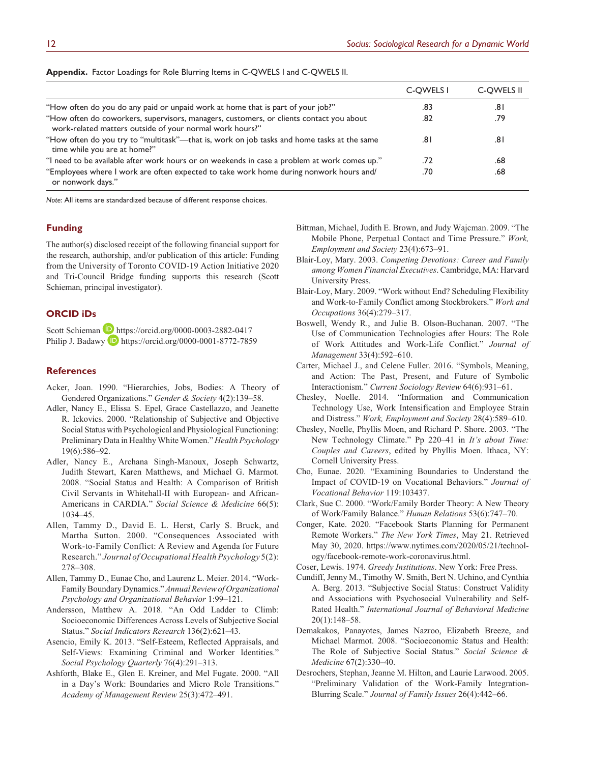**Appendix.** Factor Loadings for Role Blurring Items in C-QWELS I and C-QWELS II.

| | C-QWELS I | C-QWELS II |
|---|---|---|
| "How often do you do any paid or unpaid work at home that is part of your job?" | .83 | .81 |
| "How often do coworkers, supervisors, managers, customers, or clients contact you about work-related matters outside of your normal work hours?" | .82 | .79 |
| "How often do you try to "multitask"—that is, work on job tasks and home tasks at the same time while you are at home?" | .81 | .81 |
| "I need to be available after work hours or on weekends in case a problem at work comes up." | .72 | .68 |
| "Employees where I work are often expected to take work home during nonwork hours and/or nonwork days." | .70 | .68 |

*Note:* All items are standardized because of different response choices.

## Funding

The author(s) disclosed receipt of the following financial support for the research, authorship, and/or publication of this article: Funding from the University of Toronto COVID-19 Action Initiative 2020 and Tri-Council Bridge funding supports this research (Scott Schieman, principal investigator).

## ORCID iDs

Scott Schieman https://orcid.org/0000-0003-2882-0417
Philip J. Badawy https://orcid.org/0000-0001-8772-7859

## References

Acker, Joan. 1990. "Hierarchies, Jobs, Bodies: A Theory of Gendered Organizations." *Gender & Society* 4(2):139–58.

Adler, Nancy E., Elissa S. Epel, Grace Castellazzo, and Jeanette R. Ickovics. 2000. "Relationship of Subjective and Objective Social Status with Psychological and Physiological Functioning: Preliminary Data in Healthy White Women." *Health Psychology* 19(6):586–92.

Adler, Nancy E., Archana Singh-Manoux, Joseph Schwartz, Judith Stewart, Karen Matthews, and Michael G. Marmot. 2008. "Social Status and Health: A Comparison of British Civil Servants in Whitehall-II with European- and African-Americans in CARDIA." *Social Science & Medicine* 66(5): 1034–45.

Allen, Tammy D., David E. L. Herst, Carly S. Bruck, and Martha Sutton. 2000. "Consequences Associated with Work-to-Family Conflict: A Review and Agenda for Future Research." *Journal of Occupational Health Psychology* 5(2): 278–308.

Allen, Tammy D., Eunae Cho, and Laurenz L. Meier. 2014. "Work-Family Boundary Dynamics." *Annual Review of Organizational Psychology and Organizational Behavior* 1:99–121.

Andersson, Matthew A. 2018. "An Odd Ladder to Climb: Socioeconomic Differences Across Levels of Subjective Social Status." *Social Indicators Research* 136(2):621–43.

Asencio, Emily K. 2013. "Self-Esteem, Reflected Appraisals, and Self-Views: Examining Criminal and Worker Identities." *Social Psychology Quarterly* 76(4):291–313.

Ashforth, Blake E., Glen E. Kreiner, and Mel Fugate. 2000. "All in a Day's Work: Boundaries and Micro Role Transitions." *Academy of Management Review* 25(3):472–491.

Bittman, Michael, Judith E. Brown, and Judy Wajcman. 2009. "The Mobile Phone, Perpetual Contact and Time Pressure." *Work, Employment and Society* 23(4):673–91.

Blair-Loy, Mary. 2003. *Competing Devotions: Career and Family among Women Financial Executives*. Cambridge, MA: Harvard University Press.

Blair-Loy, Mary. 2009. "Work without End? Scheduling Flexibility and Work-to-Family Conflict among Stockbrokers." *Work and Occupations* 36(4):279–317.

Boswell, Wendy R., and Julie B. Olson-Buchanan. 2007. "The Use of Communication Technologies after Hours: The Role of Work Attitudes and Work-Life Conflict." *Journal of Management* 33(4):592–610.

Carter, Michael J., and Celene Fuller. 2016. "Symbols, Meaning, and Action: The Past, Present, and Future of Symbolic Interactionism." *Current Sociology Review* 64(6):931–61.

Chesley, Noelle. 2014. "Information and Communication Technology Use, Work Intensification and Employee Strain and Distress." *Work, Employment and Society* 28(4):589–610.

Chesley, Noelle, Phyllis Moen, and Richard P. Shore. 2003. "The New Technology Climate." Pp 220–41 in *It's about Time: Couples and Careers*, edited by Phyllis Moen. Ithaca, NY: Cornell University Press.

Cho, Eunae. 2020. "Examining Boundaries to Understand the Impact of COVID-19 on Vocational Behaviors." *Journal of Vocational Behavior* 119:103437.

Clark, Sue C. 2000. "Work/Family Border Theory: A New Theory of Work/Family Balance." *Human Relations* 53(6):747–70.

Conger, Kate. 2020. "Facebook Starts Planning for Permanent Remote Workers." *The New York Times*, May 21. Retrieved May 30, 2020. https://www.nytimes.com/2020/05/21/technology/facebook-remote-work-coronavirus.html.

Coser, Lewis. 1974. *Greedy Institutions*. New York: Free Press.

Cundiff, Jenny M., Timothy W. Smith, Bert N. Uchino, and Cynthia A. Berg. 2013. "Subjective Social Status: Construct Validity and Associations with Psychosocial Vulnerability and Self-Rated Health." *International Journal of Behavioral Medicine* 20(1):148–58.

Demakakos, Panayotes, James Nazroo, Elizabeth Breeze, and Michael Marmot. 2008. "Socioeconomic Status and Health: The Role of Subjective Social Status." *Social Science & Medicine* 67(2):330–40.

Desrochers, Stephan, Jeanne M. Hilton, and Laurie Larwood. 2005. "Preliminary Validation of the Work-Family Integration-Blurring Scale." *Journal of Family Issues* 26(4):442–66.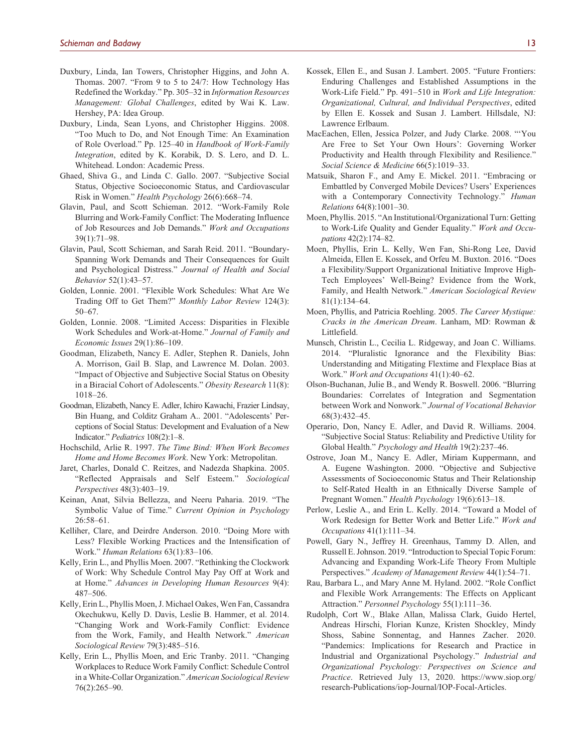Duxbury, Linda, Ian Towers, Christopher Higgins, and John A. Thomas. 2007. "From 9 to 5 to 24/7: How Technology Has Redefined the Workday." Pp. 305–32 in *Information Resources Management: Global Challenges*, edited by Wai K. Law. Hershey, PA: Idea Group.

Duxbury, Linda, Sean Lyons, and Christopher Higgins. 2008. "Too Much to Do, and Not Enough Time: An Examination of Role Overload." Pp. 125–40 in *Handbook of Work-Family Integration*, edited by K. Korabik, D. S. Lero, and D. L. Whitehead. London: Academic Press.

Ghaed, Shiva G., and Linda C. Gallo. 2007. "Subjective Social Status, Objective Socioeconomic Status, and Cardiovascular Risk in Women." *Health Psychology* 26(6):668–74.

Glavin, Paul, and Scott Schieman. 2012. "Work-Family Role Blurring and Work-Family Conflict: The Moderating Influence of Job Resources and Job Demands." *Work and Occupations* 39(1):71–98.

Glavin, Paul, Scott Schieman, and Sarah Reid. 2011. "Boundary-Spanning Work Demands and Their Consequences for Guilt and Psychological Distress." *Journal of Health and Social Behavior* 52(1):43–57.

Golden, Lonnie. 2001. "Flexible Work Schedules: What Are We Trading Off to Get Them?" *Monthly Labor Review* 124(3): 50–67.

Golden, Lonnie. 2008. "Limited Access: Disparities in Flexible Work Schedules and Work-at-Home." *Journal of Family and Economic Issues* 29(1):86–109.

Goodman, Elizabeth, Nancy E. Adler, Stephen R. Daniels, John A. Morrison, Gail B. Slap, and Lawrence M. Dolan. 2003. "Impact of Objective and Subjective Social Status on Obesity in a Biracial Cohort of Adolescents." *Obesity Research* 11(8): 1018–26.

Goodman, Elizabeth, Nancy E. Adler, Ichiro Kawachi, Frazier Lindsay, Bin Huang, and Colditz Graham A.. 2001. "Adolescents' Perceptions of Social Status: Development and Evaluation of a New Indicator." *Pediatrics* 108(2):1–8.

Hochschild, Arlie R. 1997. *The Time Bind: When Work Becomes Home and Home Becomes Work*. New York: Metropolitan.

Jaret, Charles, Donald C. Reitzes, and Nadezda Shapkina. 2005. "Reflected Appraisals and Self Esteem." *Sociological Perspectives* 48(3):403–19.

Keinan, Anat, Silvia Bellezza, and Neeru Paharia. 2019. "The Symbolic Value of Time." *Current Opinion in Psychology* 26:58–61.

Kelliher, Clare, and Deirdre Anderson. 2010. "Doing More with Less? Flexible Working Practices and the Intensification of Work." *Human Relations* 63(1):83–106.

Kelly, Erin L., and Phyllis Moen. 2007. "Rethinking the Clockwork of Work: Why Schedule Control May Pay Off at Work and at Home." *Advances in Developing Human Resources* 9(4): 487–506.

Kelly, Erin L., Phyllis Moen, J. Michael Oakes, Wen Fan, Cassandra Okechukwu, Kelly D. Davis, Leslie B. Hammer, et al. 2014. "Changing Work and Work-Family Conflict: Evidence from the Work, Family, and Health Network." *American Sociological Review* 79(3):485–516.

Kelly, Erin L., Phyllis Moen, and Eric Tranby. 2011. "Changing Workplaces to Reduce Work Family Conflict: Schedule Control in a White-Collar Organization." *American Sociological Review* 76(2):265–90.

Kossek, Ellen E., and Susan J. Lambert. 2005. "Future Frontiers: Enduring Challenges and Established Assumptions in the Work-Life Field." Pp. 491–510 in *Work and Life Integration: Organizational, Cultural, and Individual Perspectives*, edited by Ellen E. Kossek and Susan J. Lambert. Hillsdale, NJ: Lawrence Erlbaum.

MacEachen, Ellen, Jessica Polzer, and Judy Clarke. 2008. "'You Are Free to Set Your Own Hours': Governing Worker Productivity and Health through Flexibility and Resilience." *Social Science & Medicine* 66(5):1019–33.

Matsuik, Sharon F., and Amy E. Mickel. 2011. "Embracing or Embattled by Converged Mobile Devices? Users' Experiences with a Contemporary Connectivity Technology." *Human Relations* 64(8):1001–30.

Moen, Phyllis. 2015. "An Institutional/Organizational Turn: Getting to Work-Life Quality and Gender Equality." *Work and Occupations* 42(2):174–82.

Moen, Phyllis, Erin L. Kelly, Wen Fan, Shi-Rong Lee, David Almeida, Ellen E. Kossek, and Orfeu M. Buxton. 2016. "Does a Flexibility/Support Organizational Initiative Improve High-Tech Employees' Well-Being? Evidence from the Work, Family, and Health Network." *American Sociological Review* 81(1):134–64.

Moen, Phyllis, and Patricia Roehling. 2005. *The Career Mystique: Cracks in the American Dream*. Lanham, MD: Rowman & Littlefield.

Munsch, Christin L., Cecilia L. Ridgeway, and Joan C. Williams. 2014. "Pluralistic Ignorance and the Flexibility Bias: Understanding and Mitigating Flextime and Flexplace Bias at Work." *Work and Occupations* 41(1):40–62.

Olson-Buchanan, Julie B., and Wendy R. Boswell. 2006. "Blurring Boundaries: Correlates of Integration and Segmentation between Work and Nonwork." *Journal of Vocational Behavior* 68(3):432–45.

Operario, Don, Nancy E. Adler, and David R. Williams. 2004. "Subjective Social Status: Reliability and Predictive Utility for Global Health." *Psychology and Health* 19(2):237–46.

Ostrove, Joan M., Nancy E. Adler, Miriam Kuppermann, and A. Eugene Washington. 2000. "Objective and Subjective Assessments of Socioeconomic Status and Their Relationship to Self-Rated Health in an Ethnically Diverse Sample of Pregnant Women." *Health Psychology* 19(6):613–18.

Perlow, Leslie A., and Erin L. Kelly. 2014. "Toward a Model of Work Redesign for Better Work and Better Life." *Work and Occupations* 41(1):111–34.

Powell, Gary N., Jeffrey H. Greenhaus, Tammy D. Allen, and Russell E. Johnson. 2019. "Introduction to Special Topic Forum: Advancing and Expanding Work-Life Theory From Multiple Perspectives." *Academy of Management Review* 44(1):54–71.

Rau, Barbara L., and Mary Anne M. Hyland. 2002. "Role Conflict and Flexible Work Arrangements: The Effects on Applicant Attraction." *Personnel Psychology* 55(1):111–36.

Rudolph, Cort W., Blake Allan, Malissa Clark, Guido Hertel, Andreas Hirschi, Florian Kunze, Kristen Shockley, Mindy Shoss, Sabine Sonnentag, and Hannes Zacher. 2020. "Pandemics: Implications for Research and Practice in Industrial and Organizational Psychology." *Industrial and Organizational Psychology: Perspectives on Science and Practice*. Retrieved July 13, 2020. https://www.siop.org/research-Publications/iop-Journal/IOP-Focal-Articles.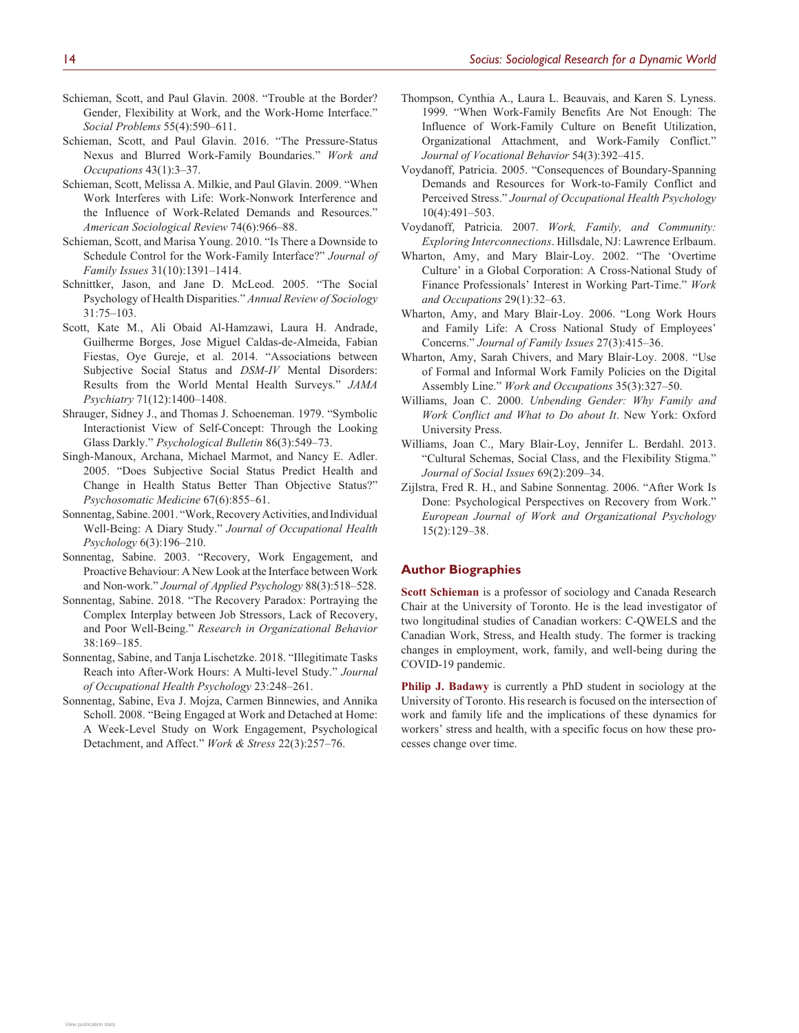Schieman, Scott, and Paul Glavin. 2008. "Trouble at the Border? Gender, Flexibility at Work, and the Work-Home Interface." *Social Problems* 55(4):590–611.

Schieman, Scott, and Paul Glavin. 2016. "The Pressure-Status Nexus and Blurred Work-Family Boundaries." *Work and Occupations* 43(1):3–37.

Schieman, Scott, Melissa A. Milkie, and Paul Glavin. 2009. "When Work Interferes with Life: Work-Nonwork Interference and the Influence of Work-Related Demands and Resources." *American Sociological Review* 74(6):966–88.

Schieman, Scott, and Marisa Young. 2010. "Is There a Downside to Schedule Control for the Work-Family Interface?" *Journal of Family Issues* 31(10):1391–1414.

Schnittker, Jason, and Jane D. McLeod. 2005. "The Social Psychology of Health Disparities." *Annual Review of Sociology* 31:75–103.

Scott, Kate M., Ali Obaid Al-Hamzawi, Laura H. Andrade, Guilherme Borges, Jose Miguel Caldas-de-Almeida, Fabian Fiestas, Oye Gureje, et al. 2014. "Associations between Subjective Social Status and *DSM-IV* Mental Disorders: Results from the World Mental Health Surveys." *JAMA Psychiatry* 71(12):1400–1408.

Shrauger, Sidney J., and Thomas J. Schoeneman. 1979. "Symbolic Interactionist View of Self-Concept: Through the Looking Glass Darkly." *Psychological Bulletin* 86(3):549–73.

Singh-Manoux, Archana, Michael Marmot, and Nancy E. Adler. 2005. "Does Subjective Social Status Predict Health and Change in Health Status Better Than Objective Status?" *Psychosomatic Medicine* 67(6):855–61.

Sonnentag, Sabine. 2001. "Work, Recovery Activities, and Individual Well-Being: A Diary Study." *Journal of Occupational Health Psychology* 6(3):196–210.

Sonnentag, Sabine. 2003. "Recovery, Work Engagement, and Proactive Behaviour: A New Look at the Interface between Work and Non-work." *Journal of Applied Psychology* 88(3):518–528.

Sonnentag, Sabine. 2018. "The Recovery Paradox: Portraying the Complex Interplay between Job Stressors, Lack of Recovery, and Poor Well-Being." *Research in Organizational Behavior* 38:169–185.

Sonnentag, Sabine, and Tanja Lischetzke. 2018. "Illegitimate Tasks Reach into After-Work Hours: A Multi-level Study." *Journal of Occupational Health Psychology* 23:248–261.

Sonnentag, Sabine, Eva J. Mojza, Carmen Binnewies, and Annika Scholl. 2008. "Being Engaged at Work and Detached at Home: A Week-Level Study on Work Engagement, Psychological Detachment, and Affect." *Work & Stress* 22(3):257–76.

Thompson, Cynthia A., Laura L. Beauvais, and Karen S. Lyness. 1999. "When Work-Family Benefits Are Not Enough: The Influence of Work-Family Culture on Benefit Utilization, Organizational Attachment, and Work-Family Conflict." *Journal of Vocational Behavior* 54(3):392–415.

Voydanoff, Patricia. 2005. "Consequences of Boundary-Spanning Demands and Resources for Work-to-Family Conflict and Perceived Stress." *Journal of Occupational Health Psychology* 10(4):491–503.

Voydanoff, Patricia. 2007. *Work, Family, and Community: Exploring Interconnections*. Hillsdale, NJ: Lawrence Erlbaum.

Wharton, Amy, and Mary Blair-Loy. 2002. "The 'Overtime Culture' in a Global Corporation: A Cross-National Study of Finance Professionals' Interest in Working Part-Time." *Work and Occupations* 29(1):32–63.

Wharton, Amy, and Mary Blair-Loy. 2006. "Long Work Hours and Family Life: A Cross National Study of Employees' Concerns." *Journal of Family Issues* 27(3):415–36.

Wharton, Amy, Sarah Chivers, and Mary Blair-Loy. 2008. "Use of Formal and Informal Work Family Policies on the Digital Assembly Line." *Work and Occupations* 35(3):327–50.

Williams, Joan C. 2000. *Unbending Gender: Why Family and Work Conflict and What to Do about It*. New York: Oxford University Press.

Williams, Joan C., Mary Blair-Loy, Jennifer L. Berdahl. 2013. "Cultural Schemas, Social Class, and the Flexibility Stigma." *Journal of Social Issues* 69(2):209–34.

Zijlstra, Fred R. H., and Sabine Sonnentag. 2006. "After Work Is Done: Psychological Perspectives on Recovery from Work." *European Journal of Work and Organizational Psychology* 15(2):129–38.

## Author Biographies

**Scott Schieman** is a professor of sociology and Canada Research Chair at the University of Toronto. He is the lead investigator of two longitudinal studies of Canadian workers: C-QWELS and the Canadian Work, Stress, and Health study. The former is tracking changes in employment, work, family, and well-being during the COVID-19 pandemic.

**Philip J. Badawy** is currently a PhD student in sociology at the University of Toronto. His research is focused on the intersection of work and family life and the implications of these dynamics for workers' stress and health, with a specific focus on how these processes change over time.